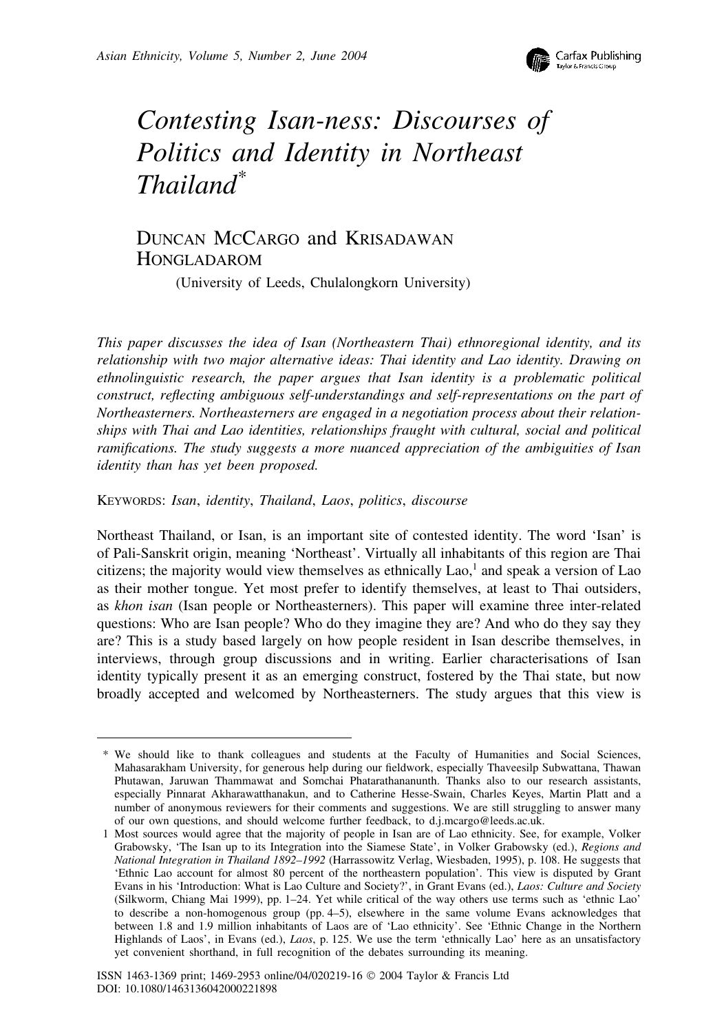# *Contesting Isan-ness: Discourses of Politics and Identity in Northeast Thailand*\*

DUNCAN MCCARGO and KRISADAWAN HONGLADAROM

(University of Leeds, Chulalongkorn University)

*This paper discusses the idea of Isan (Northeastern Thai) ethnoregional identity, and its relationship with two major alternative ideas: Thai identity and Lao identity. Drawing on ethnolinguistic research, the paper argues that Isan identity is a problematic political construct, reflecting ambiguous self-understandings and self-representations on the part of Northeasterners. Northeasterners are engaged in a negotiation process about their relationships with Thai and Lao identities, relationships fraught with cultural, social and political ramifications. The study suggests a more nuanced appreciation of the ambiguities of Isan identity than has yet been proposed.*

KEYWORDS: *Isan*, *identity*, *Thailand*, *Laos*, *politics*, *discourse*

Northeast Thailand, or Isan, is an important site of contested identity. The word 'Isan' is of Pali-Sanskrit origin, meaning 'Northeast'. Virtually all inhabitants of this region are Thai citizens; the majority would view themselves as ethnically Lao,[1] and speak a version of Lao as their mother tongue. Yet most prefer to identify themselves, at least to Thai outsiders, as *khon isan* (Isan people or Northeasterners). This paper will examine three inter-related questions: Who are Isan people? Who do they imagine they are? And who do they say they are? This is a study based largely on how people resident in Isan describe themselves, in interviews, through group discussions and in writing. Earlier characterisations of Isan identity typically present it as an emerging construct, fostered by the Thai state, but now broadly accepted and welcomed by Northeasterners. The study argues that this view is

---

\* We should like to thank colleagues and students at the Faculty of Humanities and Social Sciences, Mahasarakham University, for generous help during our fieldwork, especially Thaveesilp Subwattana, Thawan Phutawan, Jaruwan Thammawat and Somchai Phatarathananunth. Thanks also to our research assistants, especially Pinnarat Akharawatthanakun, and to Catherine Hesse-Swain, Charles Keyes, Martin Platt and a number of anonymous reviewers for their comments and suggestions. We are still struggling to answer many of our own questions, and should welcome further feedback, to d.j.mccargo@leeds.ac.uk.

1 Most sources would agree that the majority of people in Isan are of Lao ethnicity. See, for example, Volker Grabowsky, 'The Isan up to its Integration into the Siamese State', in Volker Grabowsky (ed.), *Regions and National Integration in Thailand 1892–1992* (Harrassowitz Verlag, Wiesbaden, 1995), p. 108. He suggests that 'Ethnic Lao account for almost 80 percent of the northeastern population'. This view is disputed by Grant Evans in his 'Introduction: What is Lao Culture and Society?', in Grant Evans (ed.), *Laos: Culture and Society* (Silkworm, Chiang Mai 1999), pp. 1–24. Yet while critical of the way others use terms such as 'ethnic Lao' to describe a non-homogenous group (pp. 4–5), elsewhere in the same volume Evans acknowledges that between 1.8 and 1.9 million inhabitants of Laos are of 'Lao ethnicity'. See 'Ethnic Change in the Northern Highlands of Laos', in Evans (ed.), *Laos*, p. 125. We use the term 'ethnically Lao' here as an unsatisfactory yet convenient shorthand, in full recognition of the debates surrounding its meaning.

ISSN 1463-1369 print; 1469-2953 online/04/020219-16 © 2004 Taylor & Francis Ltd
DOI: 10.1080/1463136042000221898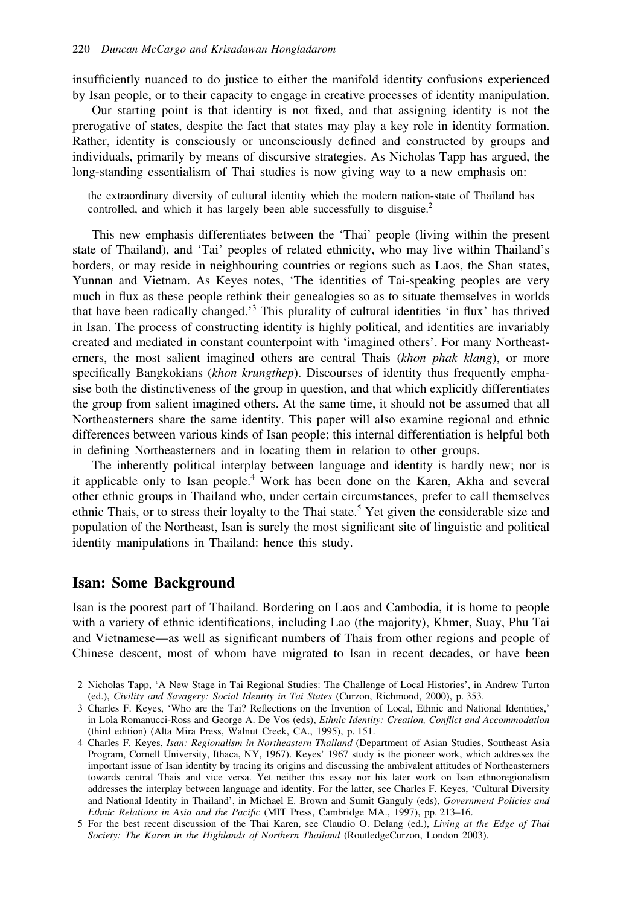insufficiently nuanced to do justice to either the manifold identity confusions experienced by Isan people, or to their capacity to engage in creative processes of identity manipulation.

Our starting point is that identity is not fixed, and that assigning identity is not the prerogative of states, despite the fact that states may play a key role in identity formation. Rather, identity is consciously or unconsciously defined and constructed by groups and individuals, primarily by means of discursive strategies. As Nicholas Tapp has argued, the long-standing essentialism of Thai studies is now giving way to a new emphasis on:

> the extraordinary diversity of cultural identity which the modern nation-state of Thailand has controlled, and which it has largely been able successfully to disguise.[2]

This new emphasis differentiates between the 'Thai' people (living within the present state of Thailand), and 'Tai' peoples of related ethnicity, who may live within Thailand's borders, or may reside in neighbouring countries or regions such as Laos, the Shan states, Yunnan and Vietnam. As Keyes notes, 'The identities of Tai-speaking peoples are very much in flux as these people rethink their genealogies so as to situate themselves in worlds that have been radically changed.'[3] This plurality of cultural identities 'in flux' has thrived in Isan. The process of constructing identity is highly political, and identities are invariably created and mediated in constant counterpoint with 'imagined others'. For many Northeasterners, the most salient imagined others are central Thais (*khon phak klang*), or more specifically Bangkokians (*khon krungthep*). Discourses of identity thus frequently emphasise both the distinctiveness of the group in question, and that which explicitly differentiates the group from salient imagined others. At the same time, it should not be assumed that all Northeasterners share the same identity. This paper will also examine regional and ethnic differences between various kinds of Isan people; this internal differentiation is helpful both in defining Northeasterners and in locating them in relation to other groups.

The inherently political interplay between language and identity is hardly new; nor is it applicable only to Isan people.[4] Work has been done on the Karen, Akha and several other ethnic groups in Thailand who, under certain circumstances, prefer to call themselves ethnic Thais, or to stress their loyalty to the Thai state.[5] Yet given the considerable size and population of the Northeast, Isan is surely the most significant site of linguistic and political identity manipulations in Thailand: hence this study.

## Isan: Some Background

Isan is the poorest part of Thailand. Bordering on Laos and Cambodia, it is home to people with a variety of ethnic identifications, including Lao (the majority), Khmer, Suay, Phu Tai and Vietnamese—as well as significant numbers of Thais from other regions and people of Chinese descent, most of whom have migrated to Isan in recent decades, or have been

---

2 Nicholas Tapp, 'A New Stage in Tai Regional Studies: The Challenge of Local Histories', in Andrew Turton (ed.), *Civility and Savagery: Social Identity in Tai States* (Curzon, Richmond, 2000), p. 353.

3 Charles F. Keyes, 'Who are the Tai? Reflections on the Invention of Local, Ethnic and National Identities,' in Lola Romanucci-Ross and George A. De Vos (eds), *Ethnic Identity: Creation, Conflict and Accommodation* (third edition) (Alta Mira Press, Walnut Creek, CA., 1995), p. 151.

4 Charles F. Keyes, *Isan: Regionalism in Northeastern Thailand* (Department of Asian Studies, Southeast Asia Program, Cornell University, Ithaca, NY, 1967). Keyes' 1967 study is the pioneer work, which addresses the important issue of Isan identity by tracing its origins and discussing the ambivalent attitudes of Northeasterners towards central Thais and vice versa. Yet neither this essay nor his later work on Isan ethnoregionalism addresses the interplay between language and identity. For the latter, see Charles F. Keyes, 'Cultural Diversity and National Identity in Thailand', in Michael E. Brown and Sumit Ganguly (eds), *Government Policies and Ethnic Relations in Asia and the Pacific* (MIT Press, Cambridge MA., 1997), pp. 213–16.

5 For the best recent discussion of the Thai Karen, see Claudio O. Delang (ed.), *Living at the Edge of Thai Society: The Karen in the Highlands of Northern Thailand* (RoutledgeCurzon, London 2003).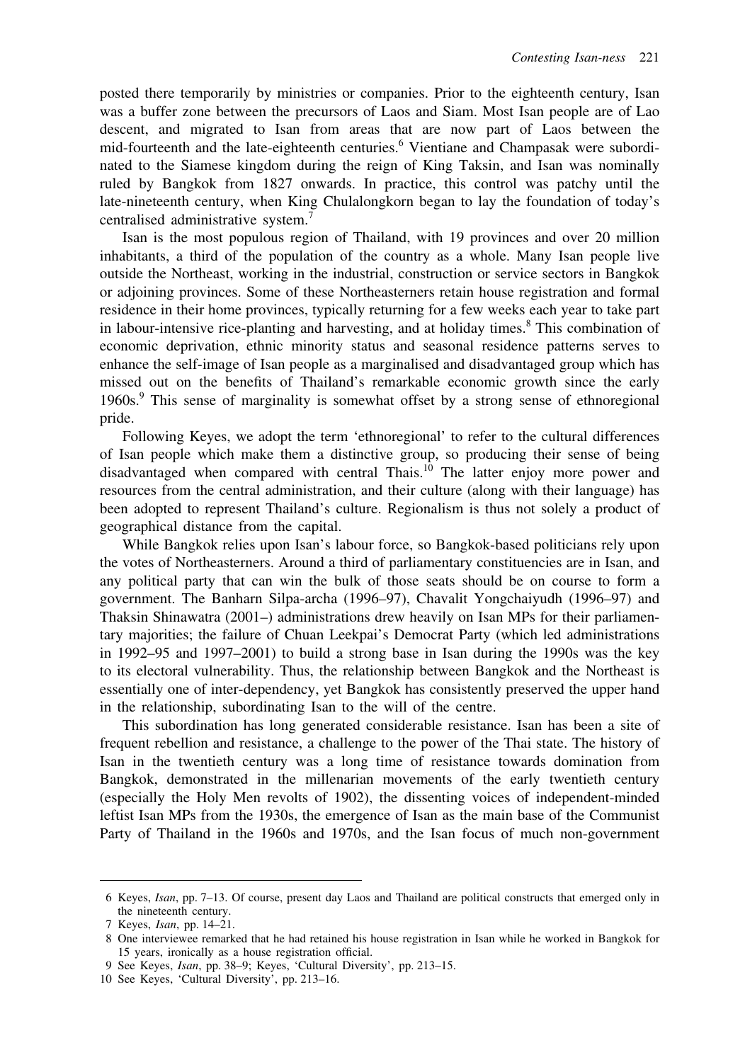posted there temporarily by ministries or companies. Prior to the eighteenth century, Isan was a buffer zone between the precursors of Laos and Siam. Most Isan people are of Lao descent, and migrated to Isan from areas that are now part of Laos between the mid-fourteenth and the late-eighteenth centuries.[6] Vientiane and Champasak were subordinated to the Siamese kingdom during the reign of King Taksin, and Isan was nominally ruled by Bangkok from 1827 onwards. In practice, this control was patchy until the late-nineteenth century, when King Chulalongkorn began to lay the foundation of today's centralised administrative system.[7]

Isan is the most populous region of Thailand, with 19 provinces and over 20 million inhabitants, a third of the population of the country as a whole. Many Isan people live outside the Northeast, working in the industrial, construction or service sectors in Bangkok or adjoining provinces. Some of these Northeasterners retain house registration and formal residence in their home provinces, typically returning for a few weeks each year to take part in labour-intensive rice-planting and harvesting, and at holiday times.[8] This combination of economic deprivation, ethnic minority status and seasonal residence patterns serves to enhance the self-image of Isan people as a marginalised and disadvantaged group which has missed out on the benefits of Thailand's remarkable economic growth since the early 1960s.[9] This sense of marginality is somewhat offset by a strong sense of ethnoregional pride.

Following Keyes, we adopt the term 'ethnoregional' to refer to the cultural differences of Isan people which make them a distinctive group, so producing their sense of being disadvantaged when compared with central Thais.[10] The latter enjoy more power and resources from the central administration, and their culture (along with their language) has been adopted to represent Thailand's culture. Regionalism is thus not solely a product of geographical distance from the capital.

While Bangkok relies upon Isan's labour force, so Bangkok-based politicians rely upon the votes of Northeasterners. Around a third of parliamentary constituencies are in Isan, and any political party that can win the bulk of those seats should be on course to form a government. The Banharn Silpa-archa (1996–97), Chavalit Yongchaiyudh (1996–97) and Thaksin Shinawatra (2001–) administrations drew heavily on Isan MPs for their parliamentary majorities; the failure of Chuan Leekpai's Democrat Party (which led administrations in 1992–95 and 1997–2001) to build a strong base in Isan during the 1990s was the key to its electoral vulnerability. Thus, the relationship between Bangkok and the Northeast is essentially one of inter-dependency, yet Bangkok has consistently preserved the upper hand in the relationship, subordinating Isan to the will of the centre.

This subordination has long generated considerable resistance. Isan has been a site of frequent rebellion and resistance, a challenge to the power of the Thai state. The history of Isan in the twentieth century was a long time of resistance towards domination from Bangkok, demonstrated in the millenarian movements of the early twentieth century (especially the Holy Men revolts of 1902), the dissenting voices of independent-minded leftist Isan MPs from the 1930s, the emergence of Isan as the main base of the Communist Party of Thailand in the 1960s and 1970s, and the Isan focus of much non-government

---

6 Keyes, *Isan*, pp. 7–13. Of course, present day Laos and Thailand are political constructs that emerged only in the nineteenth century.

7 Keyes, *Isan*, pp. 14–21.

8 One interviewee remarked that he had retained his house registration in Isan while he worked in Bangkok for 15 years, ironically as a house registration official.

9 See Keyes, *Isan*, pp. 38–9; Keyes, 'Cultural Diversity', pp. 213–15.

10 See Keyes, 'Cultural Diversity', pp. 213–16.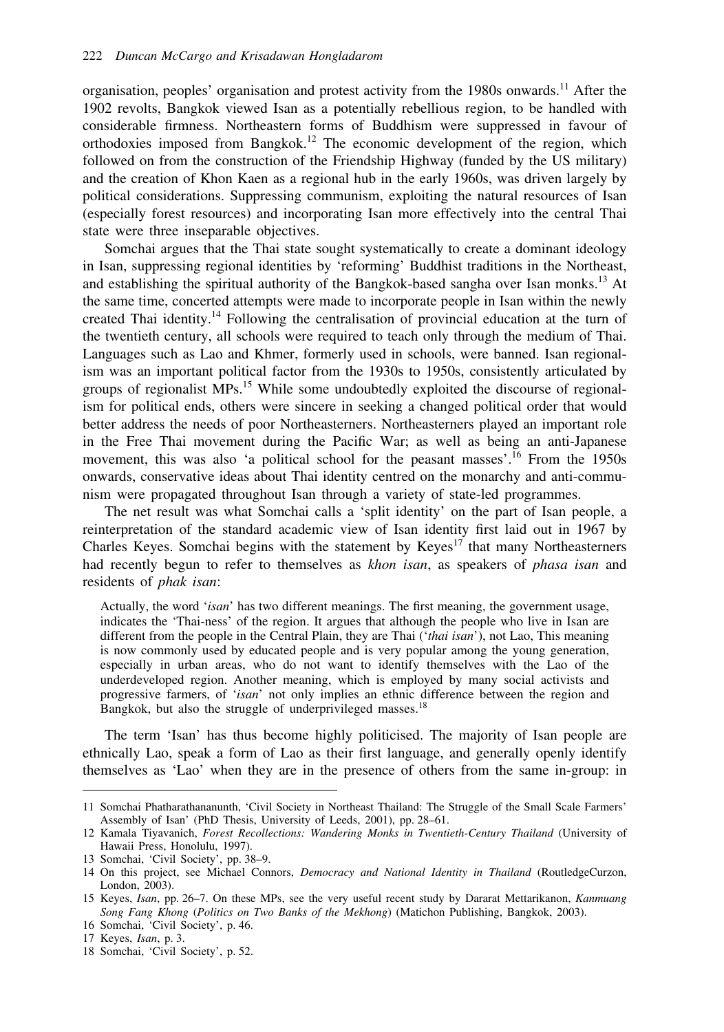organisation, peoples' organisation and protest activity from the 1980s onwards.[11] After the 1902 revolts, Bangkok viewed Isan as a potentially rebellious region, to be handled with considerable firmness. Northeastern forms of Buddhism were suppressed in favour of orthodoxies imposed from Bangkok.[12] The economic development of the region, which followed on from the construction of the Friendship Highway (funded by the US military) and the creation of Khon Kaen as a regional hub in the early 1960s, was driven largely by political considerations. Suppressing communism, exploiting the natural resources of Isan (especially forest resources) and incorporating Isan more effectively into the central Thai state were three inseparable objectives.

Somchai argues that the Thai state sought systematically to create a dominant ideology in Isan, suppressing regional identities by 'reforming' Buddhist traditions in the Northeast, and establishing the spiritual authority of the Bangkok-based sangha over Isan monks.[13] At the same time, concerted attempts were made to incorporate people in Isan within the newly created Thai identity.[14] Following the centralisation of provincial education at the turn of the twentieth century, all schools were required to teach only through the medium of Thai. Languages such as Lao and Khmer, formerly used in schools, were banned. Isan regionalism was an important political factor from the 1930s to 1950s, consistently articulated by groups of regionalist MPs.[15] While some undoubtedly exploited the discourse of regionalism for political ends, others were sincere in seeking a changed political order that would better address the needs of poor Northeasterners. Northeasterners played an important role in the Free Thai movement during the Pacific War; as well as being an anti-Japanese movement, this was also 'a political school for the peasant masses'.[16] From the 1950s onwards, conservative ideas about Thai identity centred on the monarchy and anti-communism were propagated throughout Isan through a variety of state-led programmes.

The net result was what Somchai calls a 'split identity' on the part of Isan people, a reinterpretation of the standard academic view of Isan identity first laid out in 1967 by Charles Keyes. Somchai begins with the statement by Keyes[17] that many Northeasterners had recently begun to refer to themselves as *khon isan*, as speakers of *phasa isan* and residents of *phak isan*:

> Actually, the word '*isan*' has two different meanings. The first meaning, the government usage, indicates the 'Thai-ness' of the region. It argues that although the people who live in Isan are different from the people in the Central Plain, they are Thai ('*thai isan*'), not Lao, This meaning is now commonly used by educated people and is very popular among the young generation, especially in urban areas, who do not want to identify themselves with the Lao of the underdeveloped region. Another meaning, which is employed by many social activists and progressive farmers, of '*isan*' not only implies an ethnic difference between the region and Bangkok, but also the struggle of underprivileged masses.[18]

The term 'Isan' has thus become highly politicised. The majority of Isan people are ethnically Lao, speak a form of Lao as their first language, and generally openly identify themselves as 'Lao' when they are in the presence of others from the same in-group: in

---

11 Somchai Phatharathananunth, 'Civil Society in Northeast Thailand: The Struggle of the Small Scale Farmers' Assembly of Isan' (PhD Thesis, University of Leeds, 2001), pp. 28–61.

12 Kamala Tiyavanich, *Forest Recollections: Wandering Monks in Twentieth-Century Thailand* (University of Hawaii Press, Honolulu, 1997).

13 Somchai, 'Civil Society', pp. 38–9.

14 On this project, see Michael Connors, *Democracy and National Identity in Thailand* (RoutledgeCurzon, London, 2003).

15 Keyes, *Isan*, pp. 26–7. On these MPs, see the very useful recent study by Dararat Mettarikanon, *Kanmuang Song Fang Khong* (*Politics on Two Banks of the Mekhong*) (Matichon Publishing, Bangkok, 2003).

16 Somchai, 'Civil Society', p. 46.

17 Keyes, *Isan*, p. 3.

18 Somchai, 'Civil Society', p. 52.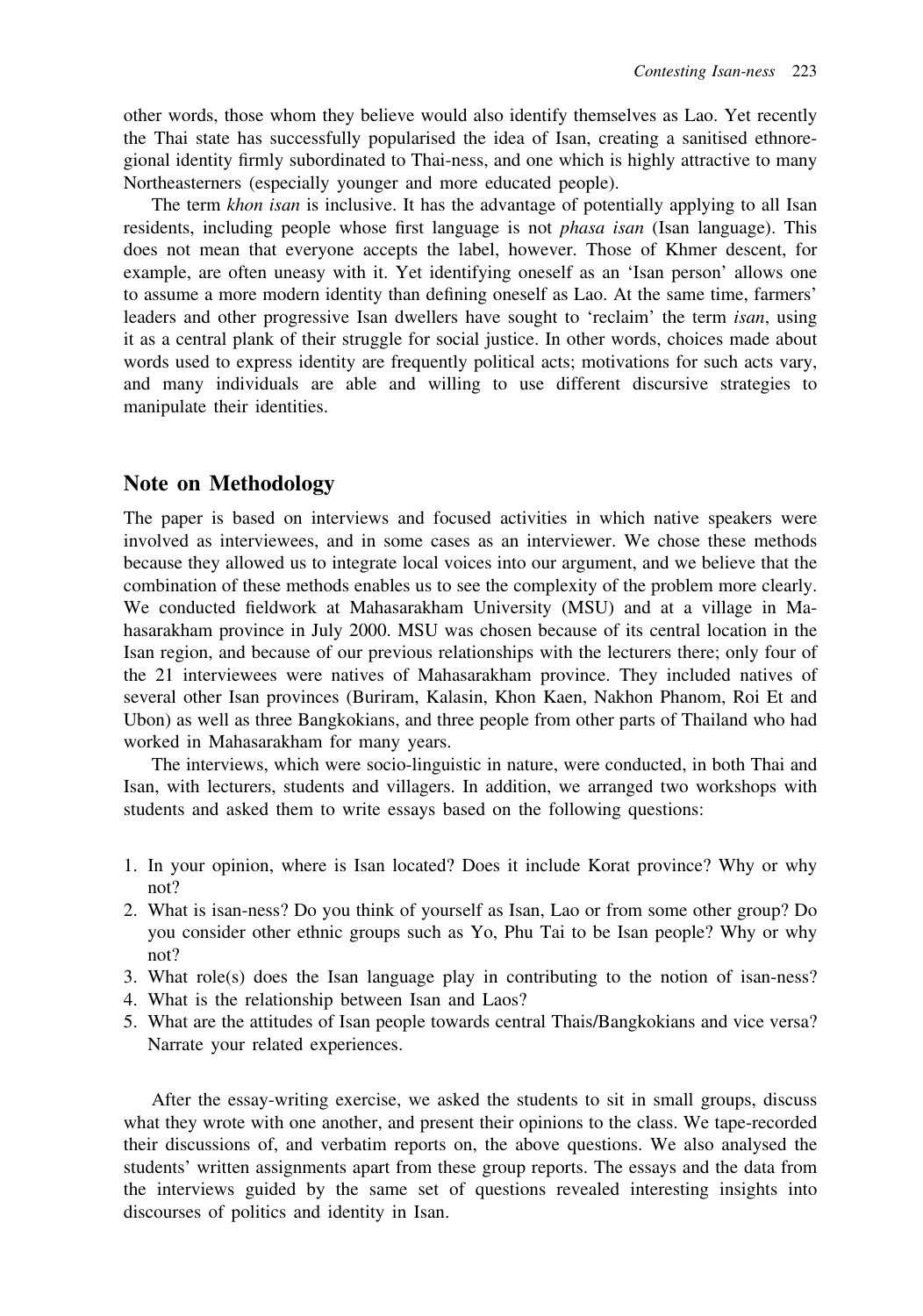other words, those whom they believe would also identify themselves as Lao. Yet recently the Thai state has successfully popularised the idea of Isan, creating a sanitised ethnoregional identity firmly subordinated to Thai-ness, and one which is highly attractive to many Northeasterners (especially younger and more educated people).

The term *khon isan* is inclusive. It has the advantage of potentially applying to all Isan residents, including people whose first language is not *phasa isan* (Isan language). This does not mean that everyone accepts the label, however. Those of Khmer descent, for example, are often uneasy with it. Yet identifying oneself as an 'Isan person' allows one to assume a more modern identity than defining oneself as Lao. At the same time, farmers' leaders and other progressive Isan dwellers have sought to 'reclaim' the term *isan*, using it as a central plank of their struggle for social justice. In other words, choices made about words used to express identity are frequently political acts; motivations for such acts vary, and many individuals are able and willing to use different discursive strategies to manipulate their identities.

## Note on Methodology

The paper is based on interviews and focused activities in which native speakers were involved as interviewees, and in some cases as an interviewer. We chose these methods because they allowed us to integrate local voices into our argument, and we believe that the combination of these methods enables us to see the complexity of the problem more clearly. We conducted fieldwork at Mahasarakham University (MSU) and at a village in Mahasarakham province in July 2000. MSU was chosen because of its central location in the Isan region, and because of our previous relationships with the lecturers there; only four of the 21 interviewees were natives of Mahasarakham province. They included natives of several other Isan provinces (Buriram, Kalasin, Khon Kaen, Nakhon Phanom, Roi Et and Ubon) as well as three Bangkokians, and three people from other parts of Thailand who had worked in Mahasarakham for many years.

The interviews, which were socio-linguistic in nature, were conducted, in both Thai and Isan, with lecturers, students and villagers. In addition, we arranged two workshops with students and asked them to write essays based on the following questions:

1. In your opinion, where is Isan located? Does it include Korat province? Why or why not?
2. What is isan-ness? Do you think of yourself as Isan, Lao or from some other group? Do you consider other ethnic groups such as Yo, Phu Tai to be Isan people? Why or why not?
3. What role(s) does the Isan language play in contributing to the notion of isan-ness?
4. What is the relationship between Isan and Laos?
5. What are the attitudes of Isan people towards central Thais/Bangkokians and vice versa? Narrate your related experiences.

After the essay-writing exercise, we asked the students to sit in small groups, discuss what they wrote with one another, and present their opinions to the class. We tape-recorded their discussions of, and verbatim reports on, the above questions. We also analysed the students' written assignments apart from these group reports. The essays and the data from the interviews guided by the same set of questions revealed interesting insights into discourses of politics and identity in Isan.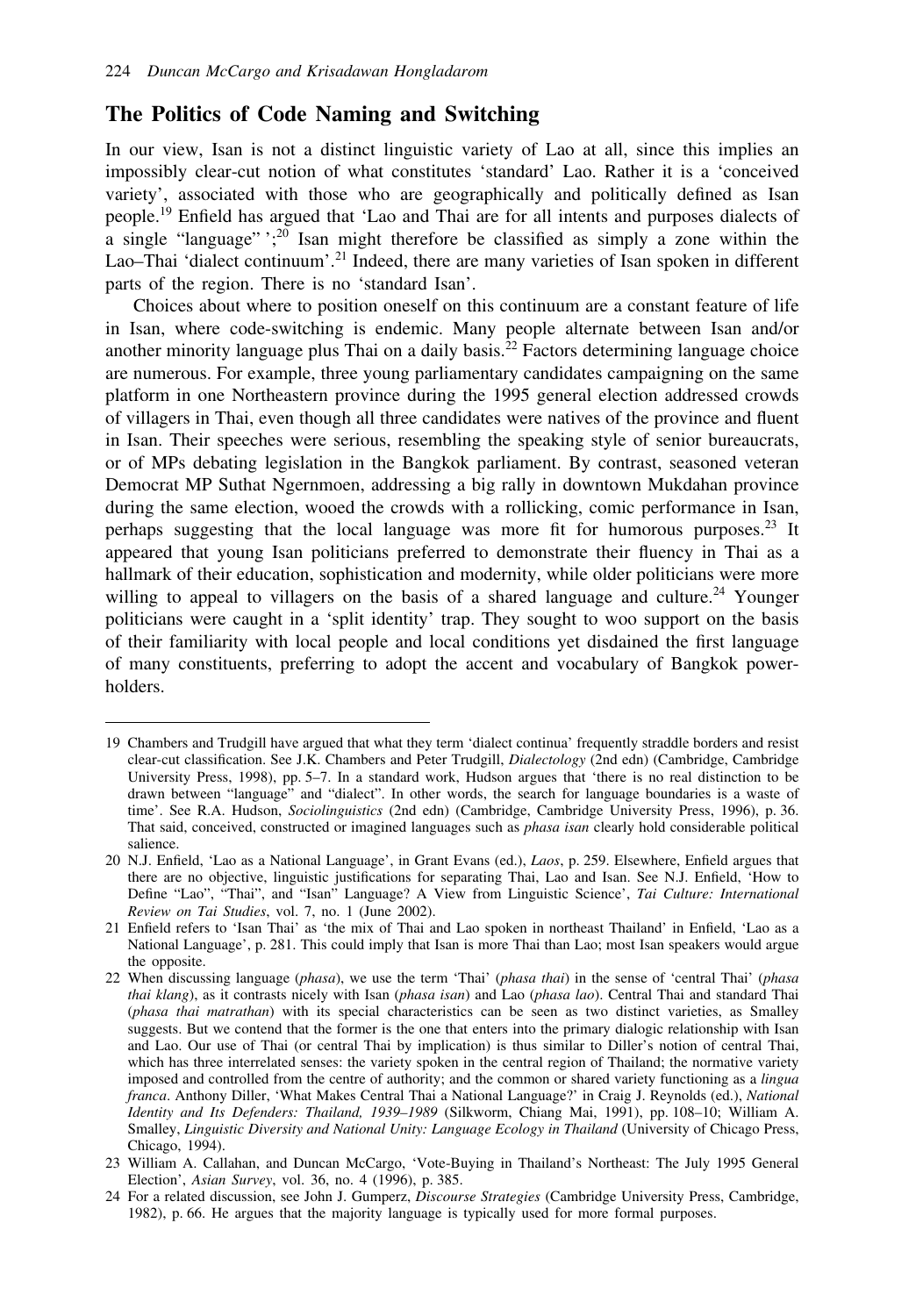## The Politics of Code Naming and Switching

In our view, Isan is not a distinct linguistic variety of Lao at all, since this implies an impossibly clear-cut notion of what constitutes 'standard' Lao. Rather it is a 'conceived variety', associated with those who are geographically and politically defined as Isan people.[19] Enfield has argued that 'Lao and Thai are for all intents and purposes dialects of a single "language" ';[20] Isan might therefore be classified as simply a zone within the Lao–Thai 'dialect continuum'.[21] Indeed, there are many varieties of Isan spoken in different parts of the region. There is no 'standard Isan'.

Choices about where to position oneself on this continuum are a constant feature of life in Isan, where code-switching is endemic. Many people alternate between Isan and/or another minority language plus Thai on a daily basis.[22] Factors determining language choice are numerous. For example, three young parliamentary candidates campaigning on the same platform in one Northeastern province during the 1995 general election addressed crowds of villagers in Thai, even though all three candidates were natives of the province and fluent in Isan. Their speeches were serious, resembling the speaking style of senior bureaucrats, or of MPs debating legislation in the Bangkok parliament. By contrast, seasoned veteran Democrat MP Suthat Ngernmoen, addressing a big rally in downtown Mukdahan province during the same election, wooed the crowds with a rollicking, comic performance in Isan, perhaps suggesting that the local language was more fit for humorous purposes.[23] It appeared that young Isan politicians preferred to demonstrate their fluency in Thai as a hallmark of their education, sophistication and modernity, while older politicians were more willing to appeal to villagers on the basis of a shared language and culture.[24] Younger politicians were caught in a 'split identity' trap. They sought to woo support on the basis of their familiarity with local people and local conditions yet disdained the first language of many constituents, preferring to adopt the accent and vocabulary of Bangkok power-holders.

---

19 Chambers and Trudgill have argued that what they term 'dialect continua' frequently straddle borders and resist clear-cut classification. See J.K. Chambers and Peter Trudgill, *Dialectology* (2nd edn) (Cambridge, Cambridge University Press, 1998), pp. 5–7. In a standard work, Hudson argues that 'there is no real distinction to be drawn between "language" and "dialect". In other words, the search for language boundaries is a waste of time'. See R.A. Hudson, *Sociolinguistics* (2nd edn) (Cambridge, Cambridge University Press, 1996), p. 36. That said, conceived, constructed or imagined languages such as *phasa isan* clearly hold considerable political salience.

20 N.J. Enfield, 'Lao as a National Language', in Grant Evans (ed.), *Laos*, p. 259. Elsewhere, Enfield argues that there are no objective, linguistic justifications for separating Thai, Lao and Isan. See N.J. Enfield, 'How to Define "Lao", "Thai", and "Isan" Language? A View from Linguistic Science', *Tai Culture: International Review on Tai Studies*, vol. 7, no. 1 (June 2002).

21 Enfield refers to 'Isan Thai' as 'the mix of Thai and Lao spoken in northeast Thailand' in Enfield, 'Lao as a National Language', p. 281. This could imply that Isan is more Thai than Lao; most Isan speakers would argue the opposite.

22 When discussing language (*phasa*), we use the term 'Thai' (*phasa thai*) in the sense of 'central Thai' (*phasa thai klang*), as it contrasts nicely with Isan (*phasa isan*) and Lao (*phasa lao*). Central Thai and standard Thai (*phasa thai matrathan*) with its special characteristics can be seen as two distinct varieties, as Smalley suggests. But we contend that the former is the one that enters into the primary dialogic relationship with Isan and Lao. Our use of Thai (or central Thai by implication) is thus similar to Diller's notion of central Thai, which has three interrelated senses: the variety spoken in the central region of Thailand; the normative variety imposed and controlled from the centre of authority; and the common or shared variety functioning as a *lingua franca*. Anthony Diller, 'What Makes Central Thai a National Language?' in Craig J. Reynolds (ed.), *National Identity and Its Defenders: Thailand, 1939–1989* (Silkworm, Chiang Mai, 1991), pp. 108–10; William A. Smalley, *Linguistic Diversity and National Unity: Language Ecology in Thailand* (University of Chicago Press, Chicago, 1994).

23 William A. Callahan, and Duncan McCargo, 'Vote-Buying in Thailand's Northeast: The July 1995 General Election', *Asian Survey*, vol. 36, no. 4 (1996), p. 385.

24 For a related discussion, see John J. Gumperz, *Discourse Strategies* (Cambridge University Press, Cambridge, 1982), p. 66. He argues that the majority language is typically used for more formal purposes.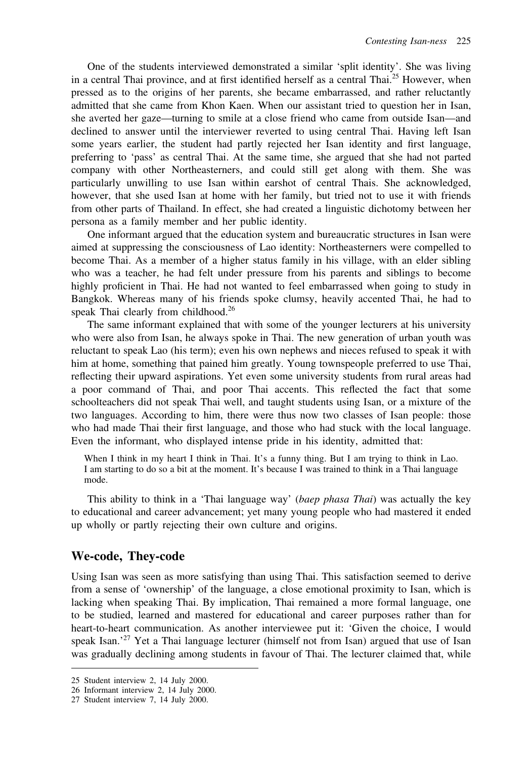One of the students interviewed demonstrated a similar 'split identity'. She was living in a central Thai province, and at first identified herself as a central Thai.[25] However, when pressed as to the origins of her parents, she became embarrassed, and rather reluctantly admitted that she came from Khon Kaen. When our assistant tried to question her in Isan, she averted her gaze—turning to smile at a close friend who came from outside Isan—and declined to answer until the interviewer reverted to using central Thai. Having left Isan some years earlier, the student had partly rejected her Isan identity and first language, preferring to 'pass' as central Thai. At the same time, she argued that she had not parted company with other Northeasterners, and could still get along with them. She was particularly unwilling to use Isan within earshot of central Thais. She acknowledged, however, that she used Isan at home with her family, but tried not to use it with friends from other parts of Thailand. In effect, she had created a linguistic dichotomy between her persona as a family member and her public identity.

One informant argued that the education system and bureaucratic structures in Isan were aimed at suppressing the consciousness of Lao identity: Northeasterners were compelled to become Thai. As a member of a higher status family in his village, with an elder sibling who was a teacher, he had felt under pressure from his parents and siblings to become highly proficient in Thai. He had not wanted to feel embarrassed when going to study in Bangkok. Whereas many of his friends spoke clumsy, heavily accented Thai, he had to speak Thai clearly from childhood.[26]

The same informant explained that with some of the younger lecturers at his university who were also from Isan, he always spoke in Thai. The new generation of urban youth was reluctant to speak Lao (his term); even his own nephews and nieces refused to speak it with him at home, something that pained him greatly. Young townspeople preferred to use Thai, reflecting their upward aspirations. Yet even some university students from rural areas had a poor command of Thai, and poor Thai accents. This reflected the fact that some schoolteachers did not speak Thai well, and taught students using Isan, or a mixture of the two languages. According to him, there were thus now two classes of Isan people: those who had made Thai their first language, and those who had stuck with the local language. Even the informant, who displayed intense pride in his identity, admitted that:

> When I think in my heart I think in Thai. It's a funny thing. But I am trying to think in Lao. I am starting to do so a bit at the moment. It's because I was trained to think in a Thai language mode.

This ability to think in a 'Thai language way' (*baep phasa Thai*) was actually the key to educational and career advancement; yet many young people who had mastered it ended up wholly or partly rejecting their own culture and origins.

## We-code, They-code

Using Isan was seen as more satisfying than using Thai. This satisfaction seemed to derive from a sense of 'ownership' of the language, a close emotional proximity to Isan, which is lacking when speaking Thai. By implication, Thai remained a more formal language, one to be studied, learned and mastered for educational and career purposes rather than for heart-to-heart communication. As another interviewee put it: 'Given the choice, I would speak Isan.'[27] Yet a Thai language lecturer (himself not from Isan) argued that use of Isan was gradually declining among students in favour of Thai. The lecturer claimed that, while

---

25 Student interview 2, 14 July 2000.

26 Informant interview 2, 14 July 2000.

27 Student interview 7, 14 July 2000.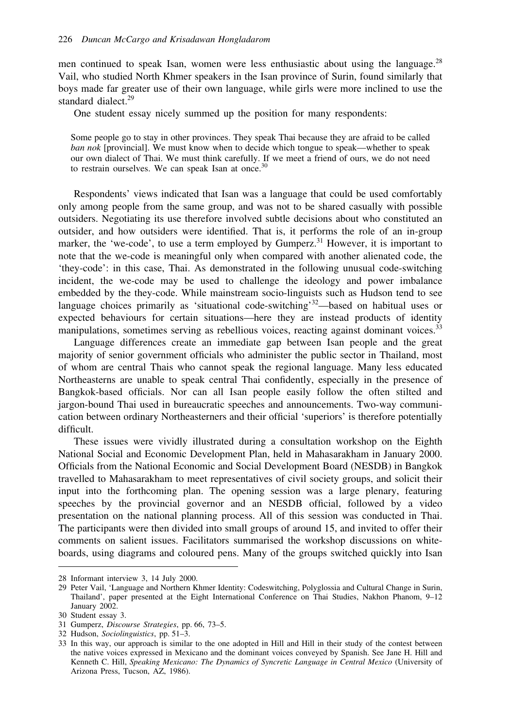men continued to speak Isan, women were less enthusiastic about using the language.[28] Vail, who studied North Khmer speakers in the Isan province of Surin, found similarly that boys made far greater use of their own language, while girls were more inclined to use the standard dialect.[29]

One student essay nicely summed up the position for many respondents:

> Some people go to stay in other provinces. They speak Thai because they are afraid to be called *ban nok* [provincial]. We must know when to decide which tongue to speak—whether to speak our own dialect of Thai. We must think carefully. If we meet a friend of ours, we do not need to restrain ourselves. We can speak Isan at once.[30]

Respondents' views indicated that Isan was a language that could be used comfortably only among people from the same group, and was not to be shared casually with possible outsiders. Negotiating its use therefore involved subtle decisions about who constituted an outsider, and how outsiders were identified. That is, it performs the role of an in-group marker, the 'we-code', to use a term employed by Gumperz.[31] However, it is important to note that the we-code is meaningful only when compared with another alienated code, the 'they-code': in this case, Thai. As demonstrated in the following unusual code-switching incident, the we-code may be used to challenge the ideology and power imbalance embedded by the they-code. While mainstream socio-linguists such as Hudson tend to see language choices primarily as 'situational code-switching'[32]—based on habitual uses or expected behaviours for certain situations—here they are instead products of identity manipulations, sometimes serving as rebellious voices, reacting against dominant voices.[33]

Language differences create an immediate gap between Isan people and the great majority of senior government officials who administer the public sector in Thailand, most of whom are central Thais who cannot speak the regional language. Many less educated Northeasterns are unable to speak central Thai confidently, especially in the presence of Bangkok-based officials. Nor can all Isan people easily follow the often stilted and jargon-bound Thai used in bureaucratic speeches and announcements. Two-way communication between ordinary Northeasterners and their official 'superiors' is therefore potentially difficult.

These issues were vividly illustrated during a consultation workshop on the Eighth National Social and Economic Development Plan, held in Mahasarakham in January 2000. Officials from the National Economic and Social Development Board (NESDB) in Bangkok travelled to Mahasarakham to meet representatives of civil society groups, and solicit their input into the forthcoming plan. The opening session was a large plenary, featuring speeches by the provincial governor and an NESDB official, followed by a video presentation on the national planning process. All of this session was conducted in Thai. The participants were then divided into small groups of around 15, and invited to offer their comments on salient issues. Facilitators summarised the workshop discussions on whiteboards, using diagrams and coloured pens. Many of the groups switched quickly into Isan

---

28 Informant interview 3, 14 July 2000.

29 Peter Vail, 'Language and Northern Khmer Identity: Codeswitching, Polyglossia and Cultural Change in Surin, Thailand', paper presented at the Eight International Conference on Thai Studies, Nakhon Phanom, 9–12 January 2002.

30 Student essay 3.

31 Gumperz, *Discourse Strategies*, pp. 66, 73–5.

32 Hudson, *Sociolinguistics*, pp. 51–3.

33 In this way, our approach is similar to the one adopted in Hill and Hill in their study of the contest between the native voices expressed in Mexicano and the dominant voices conveyed by Spanish. See Jane H. Hill and Kenneth C. Hill, *Speaking Mexicano: The Dynamics of Syncretic Language in Central Mexico* (University of Arizona Press, Tucson, AZ, 1986).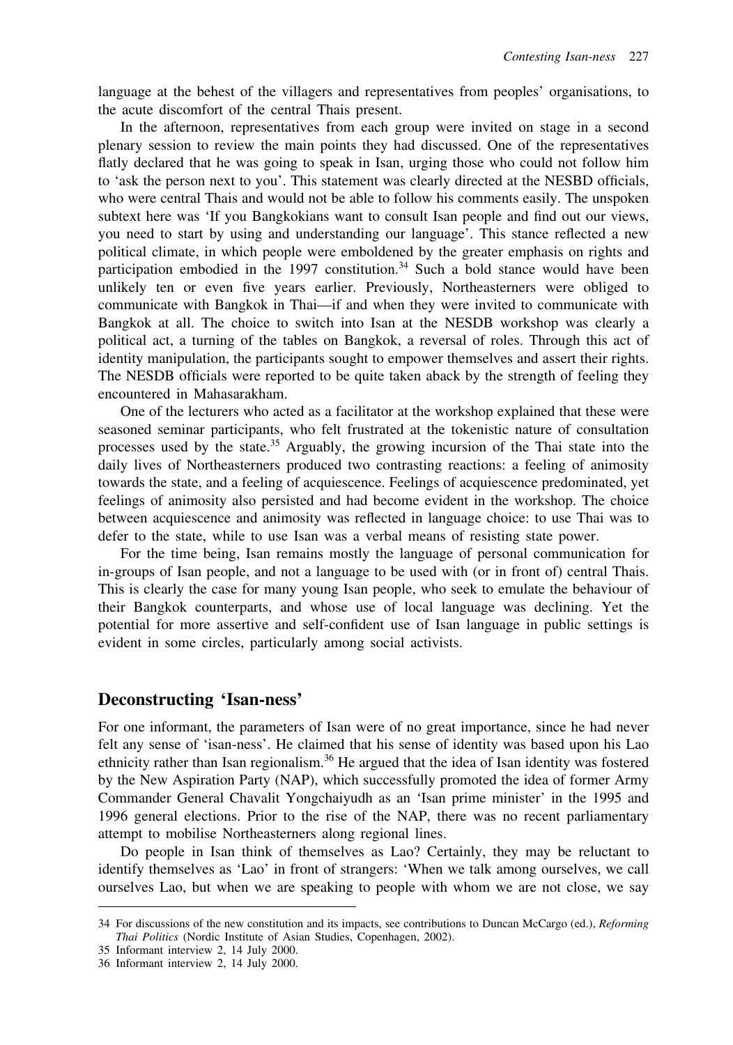language at the behest of the villagers and representatives from peoples' organisations, to the acute discomfort of the central Thais present.

In the afternoon, representatives from each group were invited on stage in a second plenary session to review the main points they had discussed. One of the representatives flatly declared that he was going to speak in Isan, urging those who could not follow him to 'ask the person next to you'. This statement was clearly directed at the NESBD officials, who were central Thais and would not be able to follow his comments easily. The unspoken subtext here was 'If you Bangkokians want to consult Isan people and find out our views, you need to start by using and understanding our language'. This stance reflected a new political climate, in which people were emboldened by the greater emphasis on rights and participation embodied in the 1997 constitution.[34] Such a bold stance would have been unlikely ten or even five years earlier. Previously, Northeasterners were obliged to communicate with Bangkok in Thai—if and when they were invited to communicate with Bangkok at all. The choice to switch into Isan at the NESDB workshop was clearly a political act, a turning of the tables on Bangkok, a reversal of roles. Through this act of identity manipulation, the participants sought to empower themselves and assert their rights. The NESDB officials were reported to be quite taken aback by the strength of feeling they encountered in Mahasarakham.

One of the lecturers who acted as a facilitator at the workshop explained that these were seasoned seminar participants, who felt frustrated at the tokenistic nature of consultation processes used by the state.[35] Arguably, the growing incursion of the Thai state into the daily lives of Northeasterners produced two contrasting reactions: a feeling of animosity towards the state, and a feeling of acquiescence. Feelings of acquiescence predominated, yet feelings of animosity also persisted and had become evident in the workshop. The choice between acquiescence and animosity was reflected in language choice: to use Thai was to defer to the state, while to use Isan was a verbal means of resisting state power.

For the time being, Isan remains mostly the language of personal communication for in-groups of Isan people, and not a language to be used with (or in front of) central Thais. This is clearly the case for many young Isan people, who seek to emulate the behaviour of their Bangkok counterparts, and whose use of local language was declining. Yet the potential for more assertive and self-confident use of Isan language in public settings is evident in some circles, particularly among social activists.

## Deconstructing 'Isan-ness'

For one informant, the parameters of Isan were of no great importance, since he had never felt any sense of 'isan-ness'. He claimed that his sense of identity was based upon his Lao ethnicity rather than Isan regionalism.[36] He argued that the idea of Isan identity was fostered by the New Aspiration Party (NAP), which successfully promoted the idea of former Army Commander General Chavalit Yongchaiyudh as an 'Isan prime minister' in the 1995 and 1996 general elections. Prior to the rise of the NAP, there was no recent parliamentary attempt to mobilise Northeasterners along regional lines.

Do people in Isan think of themselves as Lao? Certainly, they may be reluctant to identify themselves as 'Lao' in front of strangers: 'When we talk among ourselves, we call ourselves Lao, but when we are speaking to people with whom we are not close, we say

---

34 For discussions of the new constitution and its impacts, see contributions to Duncan McCargo (ed.), *Reforming Thai Politics* (Nordic Institute of Asian Studies, Copenhagen, 2002).

35 Informant interview 2, 14 July 2000.

36 Informant interview 2, 14 July 2000.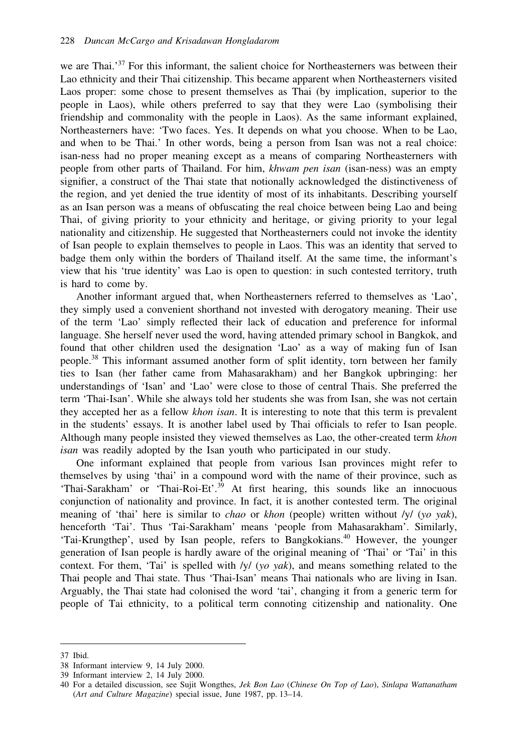we are Thai.'[37] For this informant, the salient choice for Northeasterners was between their Lao ethnicity and their Thai citizenship. This became apparent when Northeasterners visited Laos proper: some chose to present themselves as Thai (by implication, superior to the people in Laos), while others preferred to say that they were Lao (symbolising their friendship and commonality with the people in Laos). As the same informant explained, Northeasterners have: 'Two faces. Yes. It depends on what you choose. When to be Lao, and when to be Thai.' In other words, being a person from Isan was not a real choice: isan-ness had no proper meaning except as a means of comparing Northeasterners with people from other parts of Thailand. For him, *khwam pen isan* (isan-ness) was an empty signifier, a construct of the Thai state that notionally acknowledged the distinctiveness of the region, and yet denied the true identity of most of its inhabitants. Describing yourself as an Isan person was a means of obfuscating the real choice between being Lao and being Thai, of giving priority to your ethnicity and heritage, or giving priority to your legal nationality and citizenship. He suggested that Northeasterners could not invoke the identity of Isan people to explain themselves to people in Laos. This was an identity that served to badge them only within the borders of Thailand itself. At the same time, the informant's view that his 'true identity' was Lao is open to question: in such contested territory, truth is hard to come by.

Another informant argued that, when Northeasterners referred to themselves as 'Lao', they simply used a convenient shorthand not invested with derogatory meaning. Their use of the term 'Lao' simply reflected their lack of education and preference for informal language. She herself never used the word, having attended primary school in Bangkok, and found that other children used the designation 'Lao' as a way of making fun of Isan people.[38] This informant assumed another form of split identity, torn between her family ties to Isan (her father came from Mahasarakham) and her Bangkok upbringing: her understandings of 'Isan' and 'Lao' were close to those of central Thais. She preferred the term 'Thai-Isan'. While she always told her students she was from Isan, she was not certain they accepted her as a fellow *khon isan*. It is interesting to note that this term is prevalent in the students' essays. It is another label used by Thai officials to refer to Isan people. Although many people insisted they viewed themselves as Lao, the other-created term *khon isan* was readily adopted by the Isan youth who participated in our study.

One informant explained that people from various Isan provinces might refer to themselves by using 'thai' in a compound word with the name of their province, such as 'Thai-Sarakham' or 'Thai-Roi-Et'.[39] At first hearing, this sounds like an innocuous conjunction of nationality and province. In fact, it is another contested term. The original meaning of 'thai' here is similar to *chao* or *khon* (people) written without /y/ (*yo yak*), henceforth 'Tai'. Thus 'Tai-Sarakham' means 'people from Mahasarakham'. Similarly, 'Tai-Krungthep', used by Isan people, refers to Bangkokians.[40] However, the younger generation of Isan people is hardly aware of the original meaning of 'Thai' or 'Tai' in this context. For them, 'Tai' is spelled with /y/ (*yo yak*), and means something related to the Thai people and Thai state. Thus 'Thai-Isan' means Thai nationals who are living in Isan. Arguably, the Thai state had colonised the word 'tai', changing it from a generic term for people of Tai ethnicity, to a political term connoting citizenship and nationality. One

---

37 Ibid.

38 Informant interview 9, 14 July 2000.

39 Informant interview 2, 14 July 2000.

40 For a detailed discussion, see Sujit Wongthes, *Jek Bon Lao* (*Chinese On Top of Lao*), *Sinlapa Wattanatham* (*Art and Culture Magazine*) special issue, June 1987, pp. 13–14.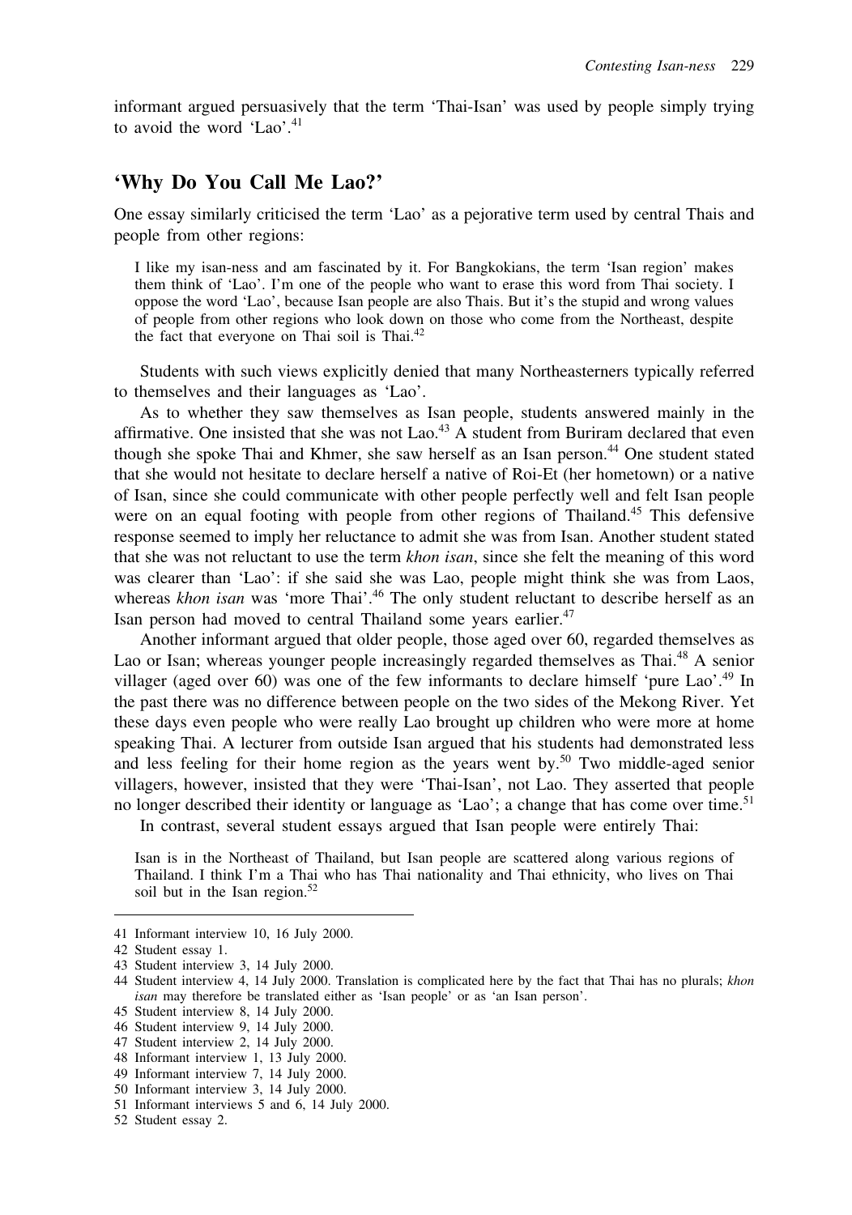informant argued persuasively that the term 'Thai-Isan' was used by people simply trying to avoid the word 'Lao'.[41]

## 'Why Do You Call Me Lao?'

One essay similarly criticised the term 'Lao' as a pejorative term used by central Thais and people from other regions:

> I like my isan-ness and am fascinated by it. For Bangkokians, the term 'Isan region' makes them think of 'Lao'. I'm one of the people who want to erase this word from Thai society. I oppose the word 'Lao', because Isan people are also Thais. But it's the stupid and wrong values of people from other regions who look down on those who come from the Northeast, despite the fact that everyone on Thai soil is Thai.[42]

Students with such views explicitly denied that many Northeasterners typically referred to themselves and their languages as 'Lao'.

As to whether they saw themselves as Isan people, students answered mainly in the affirmative. One insisted that she was not Lao.[43] A student from Buriram declared that even though she spoke Thai and Khmer, she saw herself as an Isan person.[44] One student stated that she would not hesitate to declare herself a native of Roi-Et (her hometown) or a native of Isan, since she could communicate with other people perfectly well and felt Isan people were on an equal footing with people from other regions of Thailand.[45] This defensive response seemed to imply her reluctance to admit she was from Isan. Another student stated that she was not reluctant to use the term *khon isan*, since she felt the meaning of this word was clearer than 'Lao': if she said she was Lao, people might think she was from Laos, whereas *khon isan* was 'more Thai'.[46] The only student reluctant to describe herself as an Isan person had moved to central Thailand some years earlier.[47]

Another informant argued that older people, those aged over 60, regarded themselves as Lao or Isan; whereas younger people increasingly regarded themselves as Thai.[48] A senior villager (aged over 60) was one of the few informants to declare himself 'pure Lao'.[49] In the past there was no difference between people on the two sides of the Mekong River. Yet these days even people who were really Lao brought up children who were more at home speaking Thai. A lecturer from outside Isan argued that his students had demonstrated less and less feeling for their home region as the years went by.[50] Two middle-aged senior villagers, however, insisted that they were 'Thai-Isan', not Lao. They asserted that people no longer described their identity or language as 'Lao'; a change that has come over time.[51]

In contrast, several student essays argued that Isan people were entirely Thai:

> Isan is in the Northeast of Thailand, but Isan people are scattered along various regions of Thailand. I think I'm a Thai who has Thai nationality and Thai ethnicity, who lives on Thai soil but in the Isan region.[52]

---

41 Informant interview 10, 16 July 2000.

42 Student essay 1.

43 Student interview 3, 14 July 2000.

44 Student interview 4, 14 July 2000. Translation is complicated here by the fact that Thai has no plurals; *khon isan* may therefore be translated either as 'Isan people' or as 'an Isan person'.

45 Student interview 8, 14 July 2000.

46 Student interview 9, 14 July 2000.

47 Student interview 2, 14 July 2000.

48 Informant interview 1, 13 July 2000.

49 Informant interview 7, 14 July 2000.

50 Informant interview 3, 14 July 2000.

51 Informant interviews 5 and 6, 14 July 2000.

52 Student essay 2.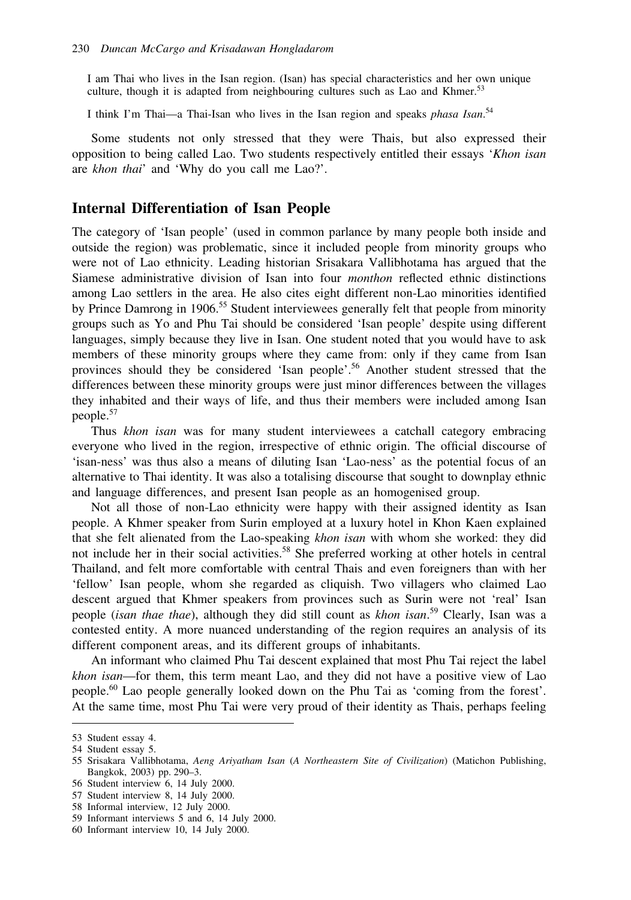I am Thai who lives in the Isan region. (Isan) has special characteristics and her own unique culture, though it is adapted from neighbouring cultures such as Lao and Khmer.[53]

I think I'm Thai—a Thai-Isan who lives in the Isan region and speaks *phasa Isan*.[54]

Some students not only stressed that they were Thais, but also expressed their opposition to being called Lao. Two students respectively entitled their essays '*Khon isan* are *khon thai*' and 'Why do you call me Lao?'.

## Internal Differentiation of Isan People

The category of 'Isan people' (used in common parlance by many people both inside and outside the region) was problematic, since it included people from minority groups who were not of Lao ethnicity. Leading historian Srisakara Vallibhotama has argued that the Siamese administrative division of Isan into four *monthon* reflected ethnic distinctions among Lao settlers in the area. He also cites eight different non-Lao minorities identified by Prince Damrong in 1906.[55] Student interviewees generally felt that people from minority groups such as Yo and Phu Tai should be considered 'Isan people' despite using different languages, simply because they live in Isan. One student noted that you would have to ask members of these minority groups where they came from: only if they came from Isan provinces should they be considered 'Isan people'.[56] Another student stressed that the differences between these minority groups were just minor differences between the villages they inhabited and their ways of life, and thus their members were included among Isan people.[57]

Thus *khon isan* was for many student interviewees a catchall category embracing everyone who lived in the region, irrespective of ethnic origin. The official discourse of 'isan-ness' was thus also a means of diluting Isan 'Lao-ness' as the potential focus of an alternative to Thai identity. It was also a totalising discourse that sought to downplay ethnic and language differences, and present Isan people as an homogenised group.

Not all those of non-Lao ethnicity were happy with their assigned identity as Isan people. A Khmer speaker from Surin employed at a luxury hotel in Khon Kaen explained that she felt alienated from the Lao-speaking *khon isan* with whom she worked: they did not include her in their social activities.[58] She preferred working at other hotels in central Thailand, and felt more comfortable with central Thais and even foreigners than with her 'fellow' Isan people, whom she regarded as cliquish. Two villagers who claimed Lao descent argued that Khmer speakers from provinces such as Surin were not 'real' Isan people (*isan thae thae*), although they did still count as *khon isan*.[59] Clearly, Isan was a contested entity. A more nuanced understanding of the region requires an analysis of its different component areas, and its different groups of inhabitants.

An informant who claimed Phu Tai descent explained that most Phu Tai reject the label *khon isan*—for them, this term meant Lao, and they did not have a positive view of Lao people.[60] Lao people generally looked down on the Phu Tai as 'coming from the forest'. At the same time, most Phu Tai were very proud of their identity as Thais, perhaps feeling

---

53 Student essay 4.

54 Student essay 5.

55 Srisakara Vallibhotama, *Aeng Ariyatham Isan* (*A Northeastern Site of Civilization*) (Matichon Publishing, Bangkok, 2003) pp. 290–3.

56 Student interview 6, 14 July 2000.

57 Student interview 8, 14 July 2000.

58 Informal interview, 12 July 2000.

59 Informant interviews 5 and 6, 14 July 2000.

60 Informant interview 10, 14 July 2000.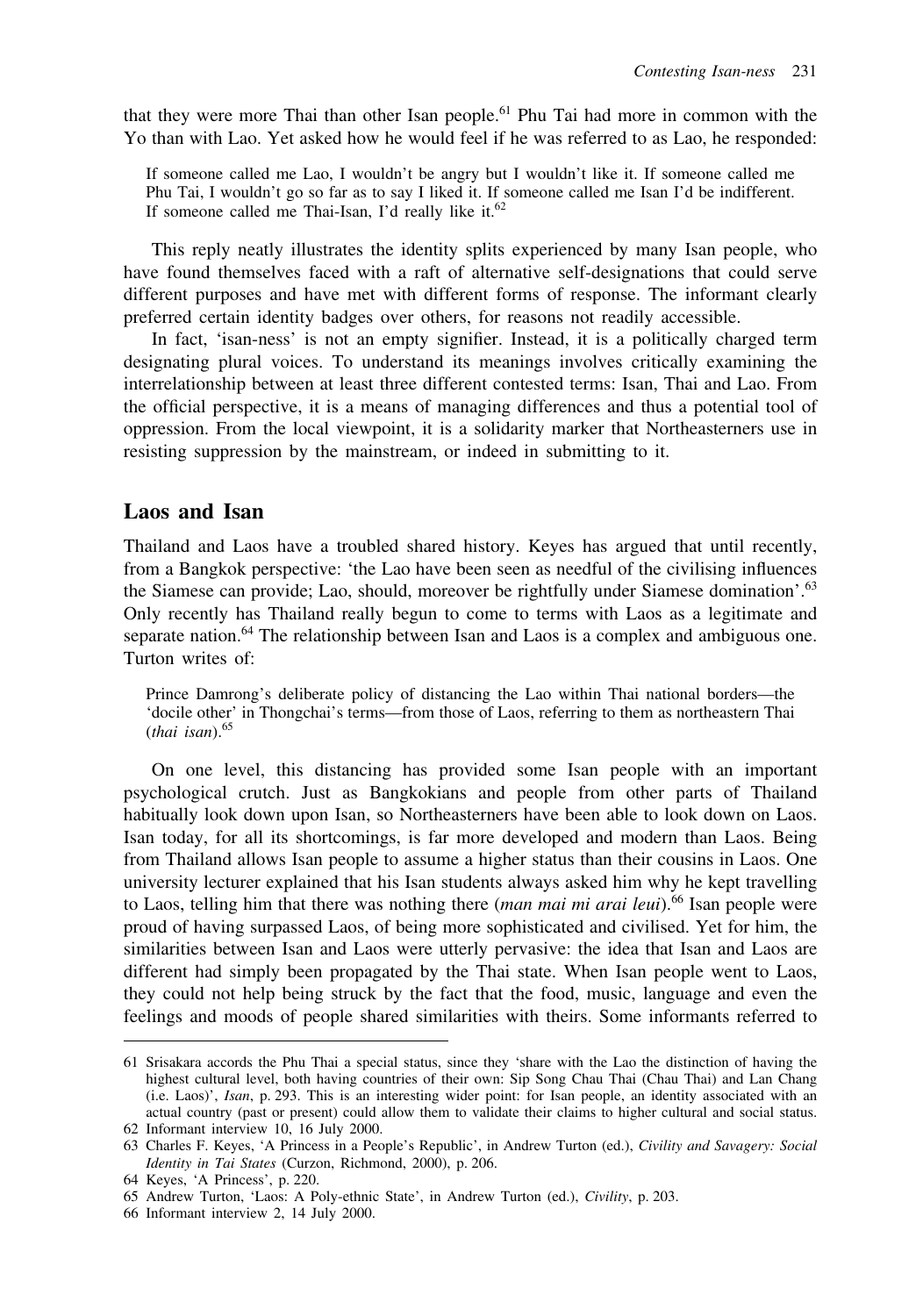that they were more Thai than other Isan people.[61] Phu Tai had more in common with the Yo than with Lao. Yet asked how he would feel if he was referred to as Lao, he responded:

> If someone called me Lao, I wouldn't be angry but I wouldn't like it. If someone called me Phu Tai, I wouldn't go so far as to say I liked it. If someone called me Isan I'd be indifferent. If someone called me Thai-Isan, I'd really like it.[62]

This reply neatly illustrates the identity splits experienced by many Isan people, who have found themselves faced with a raft of alternative self-designations that could serve different purposes and have met with different forms of response. The informant clearly preferred certain identity badges over others, for reasons not readily accessible.

In fact, 'isan-ness' is not an empty signifier. Instead, it is a politically charged term designating plural voices. To understand its meanings involves critically examining the interrelationship between at least three different contested terms: Isan, Thai and Lao. From the official perspective, it is a means of managing differences and thus a potential tool of oppression. From the local viewpoint, it is a solidarity marker that Northeasterners use in resisting suppression by the mainstream, or indeed in submitting to it.

## Laos and Isan

Thailand and Laos have a troubled shared history. Keyes has argued that until recently, from a Bangkok perspective: 'the Lao have been seen as needful of the civilising influences the Siamese can provide; Lao, should, moreover be rightfully under Siamese domination'.[63] Only recently has Thailand really begun to come to terms with Laos as a legitimate and separate nation.[64] The relationship between Isan and Laos is a complex and ambiguous one. Turton writes of:

> Prince Damrong's deliberate policy of distancing the Lao within Thai national borders—the 'docile other' in Thongchai's terms—from those of Laos, referring to them as northeastern Thai (*thai isan*).[65]

On one level, this distancing has provided some Isan people with an important psychological crutch. Just as Bangkokians and people from other parts of Thailand habitually look down upon Isan, so Northeasterners have been able to look down on Laos. Isan today, for all its shortcomings, is far more developed and modern than Laos. Being from Thailand allows Isan people to assume a higher status than their cousins in Laos. One university lecturer explained that his Isan students always asked him why he kept travelling to Laos, telling him that there was nothing there (*man mai mi arai leui*).[66] Isan people were proud of having surpassed Laos, of being more sophisticated and civilised. Yet for him, the similarities between Isan and Laos were utterly pervasive: the idea that Isan and Laos are different had simply been propagated by the Thai state. When Isan people went to Laos, they could not help being struck by the fact that the food, music, language and even the feelings and moods of people shared similarities with theirs. Some informants referred to

---

61 Srisakara accords the Phu Thai a special status, since they 'share with the Lao the distinction of having the highest cultural level, both having countries of their own: Sip Song Chau Thai (Chau Thai) and Lan Chang (i.e. Laos)', *Isan*, p. 293. This is an interesting wider point: for Isan people, an identity associated with an actual country (past or present) could allow them to validate their claims to higher cultural and social status.

62 Informant interview 10, 16 July 2000.

63 Charles F. Keyes, 'A Princess in a People's Republic', in Andrew Turton (ed.), *Civility and Savagery: Social Identity in Tai States* (Curzon, Richmond, 2000), p. 206.

64 Keyes, 'A Princess', p. 220.

65 Andrew Turton, 'Laos: A Poly-ethnic State', in Andrew Turton (ed.), *Civility*, p. 203.

66 Informant interview 2, 14 July 2000.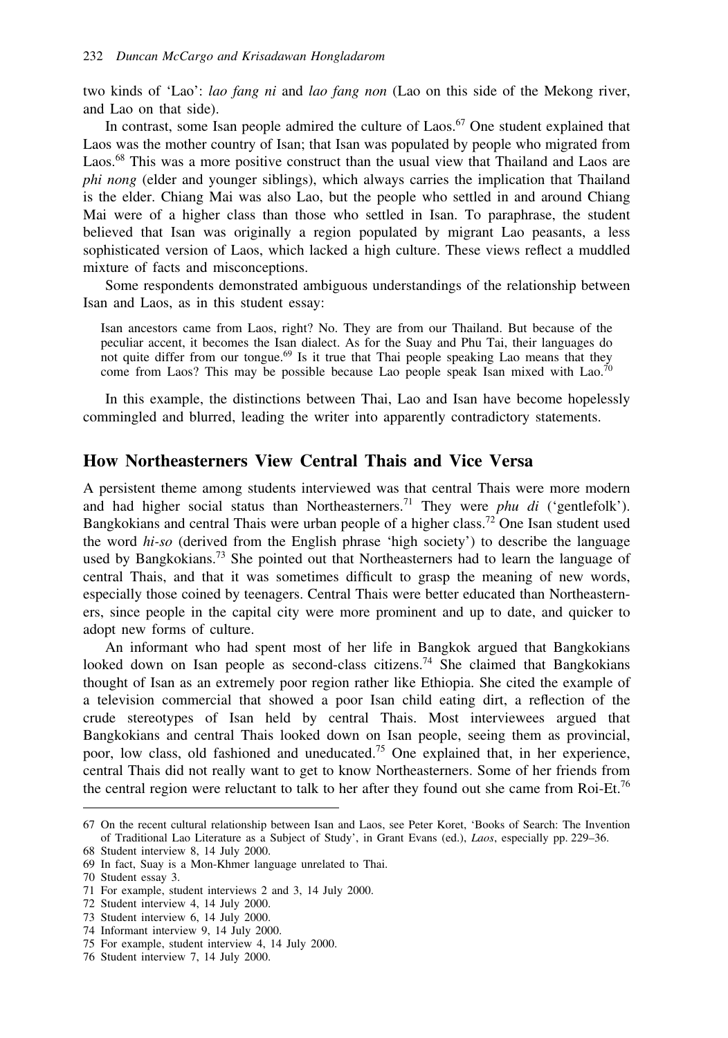two kinds of 'Lao': *lao fang ni* and *lao fang non* (Lao on this side of the Mekong river, and Lao on that side).

In contrast, some Isan people admired the culture of Laos.[67] One student explained that Laos was the mother country of Isan; that Isan was populated by people who migrated from Laos.[68] This was a more positive construct than the usual view that Thailand and Laos are *phi nong* (elder and younger siblings), which always carries the implication that Thailand is the elder. Chiang Mai was also Lao, but the people who settled in and around Chiang Mai were of a higher class than those who settled in Isan. To paraphrase, the student believed that Isan was originally a region populated by migrant Lao peasants, a less sophisticated version of Laos, which lacked a high culture. These views reflect a muddled mixture of facts and misconceptions.

Some respondents demonstrated ambiguous understandings of the relationship between Isan and Laos, as in this student essay:

> Isan ancestors came from Laos, right? No. They are from our Thailand. But because of the peculiar accent, it becomes the Isan dialect. As for the Suay and Phu Tai, their languages do not quite differ from our tongue.[69] Is it true that Thai people speaking Lao means that they come from Laos? This may be possible because Lao people speak Isan mixed with Lao.[70]

In this example, the distinctions between Thai, Lao and Isan have become hopelessly commingled and blurred, leading the writer into apparently contradictory statements.

## How Northeasterners View Central Thais and Vice Versa

A persistent theme among students interviewed was that central Thais were more modern and had higher social status than Northeasterners.[71] They were *phu di* ('gentlefolk'). Bangkokians and central Thais were urban people of a higher class.[72] One Isan student used the word *hi-so* (derived from the English phrase 'high society') to describe the language used by Bangkokians.[73] She pointed out that Northeasterners had to learn the language of central Thais, and that it was sometimes difficult to grasp the meaning of new words, especially those coined by teenagers. Central Thais were better educated than Northeasterners, since people in the capital city were more prominent and up to date, and quicker to adopt new forms of culture.

An informant who had spent most of her life in Bangkok argued that Bangkokians looked down on Isan people as second-class citizens.[74] She claimed that Bangkokians thought of Isan as an extremely poor region rather like Ethiopia. She cited the example of a television commercial that showed a poor Isan child eating dirt, a reflection of the crude stereotypes of Isan held by central Thais. Most interviewees argued that Bangkokians and central Thais looked down on Isan people, seeing them as provincial, poor, low class, old fashioned and uneducated.[75] One explained that, in her experience, central Thais did not really want to get to know Northeasterners. Some of her friends from the central region were reluctant to talk to her after they found out she came from Roi-Et.[76]

---

67 On the recent cultural relationship between Isan and Laos, see Peter Koret, 'Books of Search: The Invention of Traditional Lao Literature as a Subject of Study', in Grant Evans (ed.), *Laos*, especially pp. 229–36.

68 Student interview 8, 14 July 2000.

69 In fact, Suay is a Mon-Khmer language unrelated to Thai.

70 Student essay 3.

71 For example, student interviews 2 and 3, 14 July 2000.

72 Student interview 4, 14 July 2000.

73 Student interview 6, 14 July 2000.

74 Informant interview 9, 14 July 2000.

75 For example, student interview 4, 14 July 2000.

76 Student interview 7, 14 July 2000.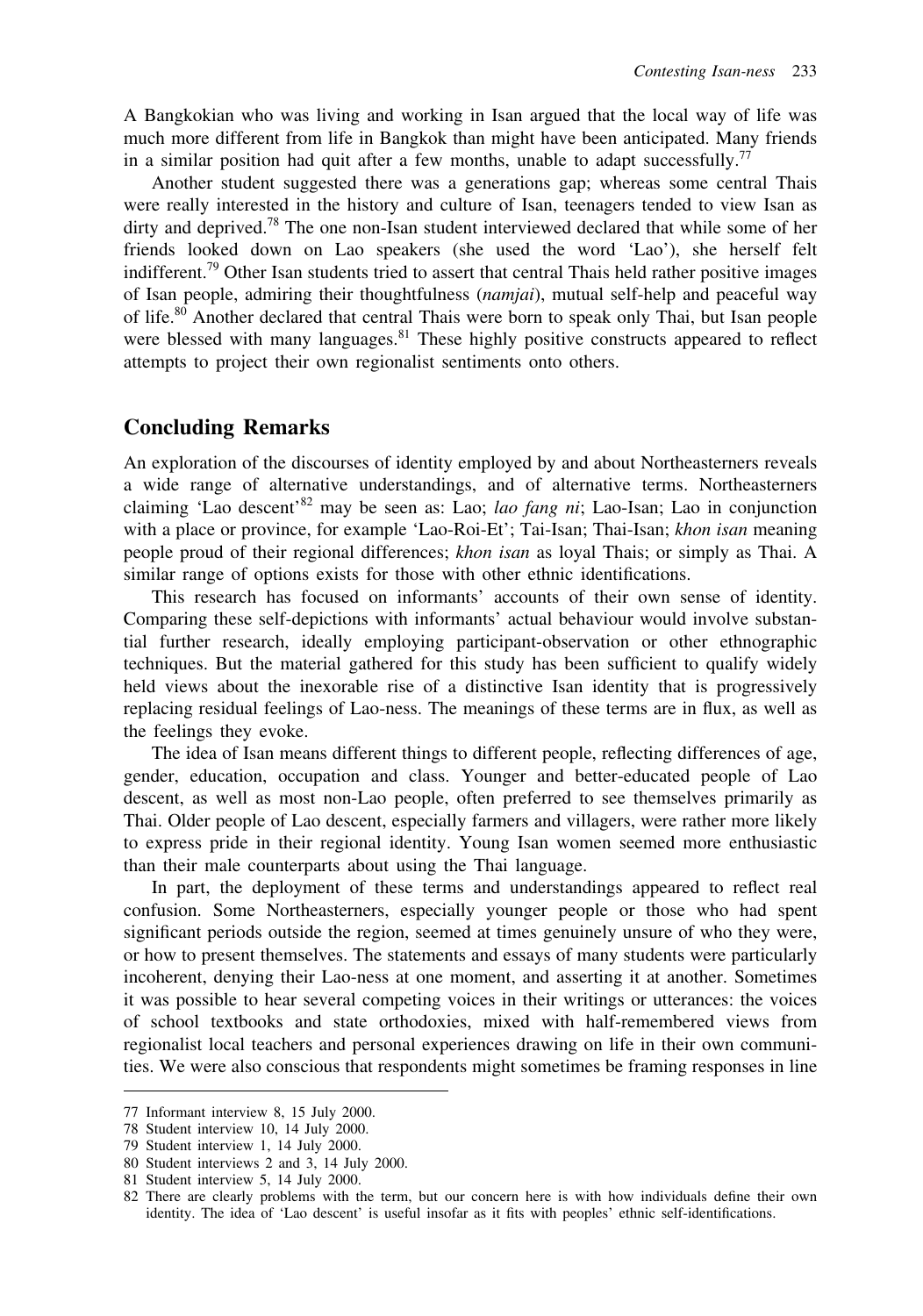A Bangkokian who was living and working in Isan argued that the local way of life was much more different from life in Bangkok than might have been anticipated. Many friends in a similar position had quit after a few months, unable to adapt successfully.[77]

Another student suggested there was a generations gap; whereas some central Thais were really interested in the history and culture of Isan, teenagers tended to view Isan as dirty and deprived.[78] The one non-Isan student interviewed declared that while some of her friends looked down on Lao speakers (she used the word 'Lao'), she herself felt indifferent.[79] Other Isan students tried to assert that central Thais held rather positive images of Isan people, admiring their thoughtfulness (*namjai*), mutual self-help and peaceful way of life.[80] Another declared that central Thais were born to speak only Thai, but Isan people were blessed with many languages.[81] These highly positive constructs appeared to reflect attempts to project their own regionalist sentiments onto others.

## Concluding Remarks

An exploration of the discourses of identity employed by and about Northeasterners reveals a wide range of alternative understandings, and of alternative terms. Northeasterners claiming 'Lao descent'[82] may be seen as: Lao; *lao fang ni*; Lao-Isan; Lao in conjunction with a place or province, for example 'Lao-Roi-Et'; Tai-Isan; Thai-Isan; *khon isan* meaning people proud of their regional differences; *khon isan* as loyal Thais; or simply as Thai. A similar range of options exists for those with other ethnic identifications.

This research has focused on informants' accounts of their own sense of identity. Comparing these self-depictions with informants' actual behaviour would involve substantial further research, ideally employing participant-observation or other ethnographic techniques. But the material gathered for this study has been sufficient to qualify widely held views about the inexorable rise of a distinctive Isan identity that is progressively replacing residual feelings of Lao-ness. The meanings of these terms are in flux, as well as the feelings they evoke.

The idea of Isan means different things to different people, reflecting differences of age, gender, education, occupation and class. Younger and better-educated people of Lao descent, as well as most non-Lao people, often preferred to see themselves primarily as Thai. Older people of Lao descent, especially farmers and villagers, were rather more likely to express pride in their regional identity. Young Isan women seemed more enthusiastic than their male counterparts about using the Thai language.

In part, the deployment of these terms and understandings appeared to reflect real confusion. Some Northeasterners, especially younger people or those who had spent significant periods outside the region, seemed at times genuinely unsure of who they were, or how to present themselves. The statements and essays of many students were particularly incoherent, denying their Lao-ness at one moment, and asserting it at another. Sometimes it was possible to hear several competing voices in their writings or utterances: the voices of school textbooks and state orthodoxies, mixed with half-remembered views from regionalist local teachers and personal experiences drawing on life in their own communities. We were also conscious that respondents might sometimes be framing responses in line

---

77 Informant interview 8, 15 July 2000.

78 Student interview 10, 14 July 2000.

79 Student interview 1, 14 July 2000.

80 Student interviews 2 and 3, 14 July 2000.

81 Student interview 5, 14 July 2000.

82 There are clearly problems with the term, but our concern here is with how individuals define their own identity. The idea of 'Lao descent' is useful insofar as it fits with peoples' ethnic self-identifications.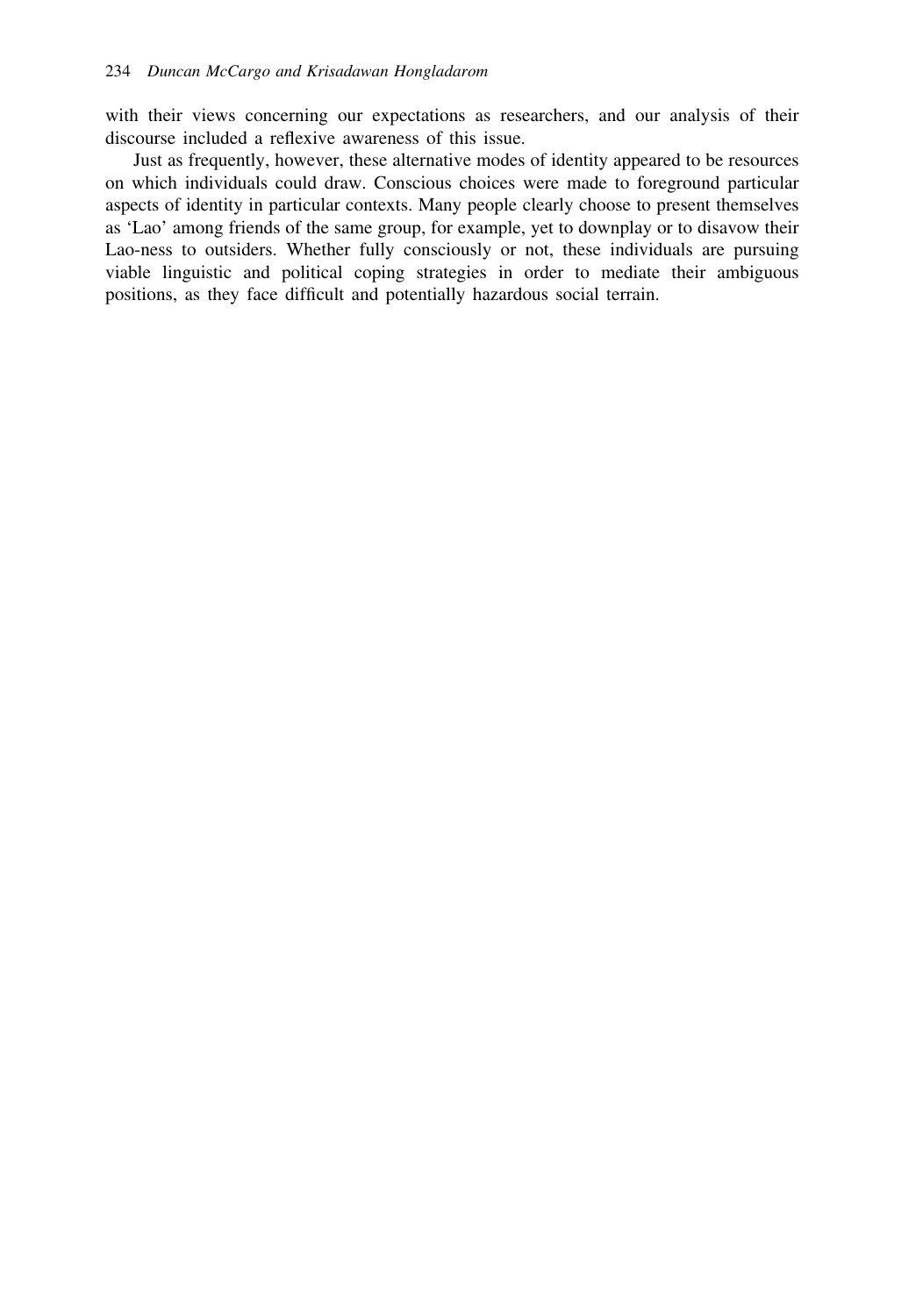with their views concerning our expectations as researchers, and our analysis of their discourse included a reflexive awareness of this issue.

Just as frequently, however, these alternative modes of identity appeared to be resources on which individuals could draw. Conscious choices were made to foreground particular aspects of identity in particular contexts. Many people clearly choose to present themselves as 'Lao' among friends of the same group, for example, yet to downplay or to disavow their Lao-ness to outsiders. Whether fully consciously or not, these individuals are pursuing viable linguistic and political coping strategies in order to mediate their ambiguous positions, as they face difficult and potentially hazardous social terrain.